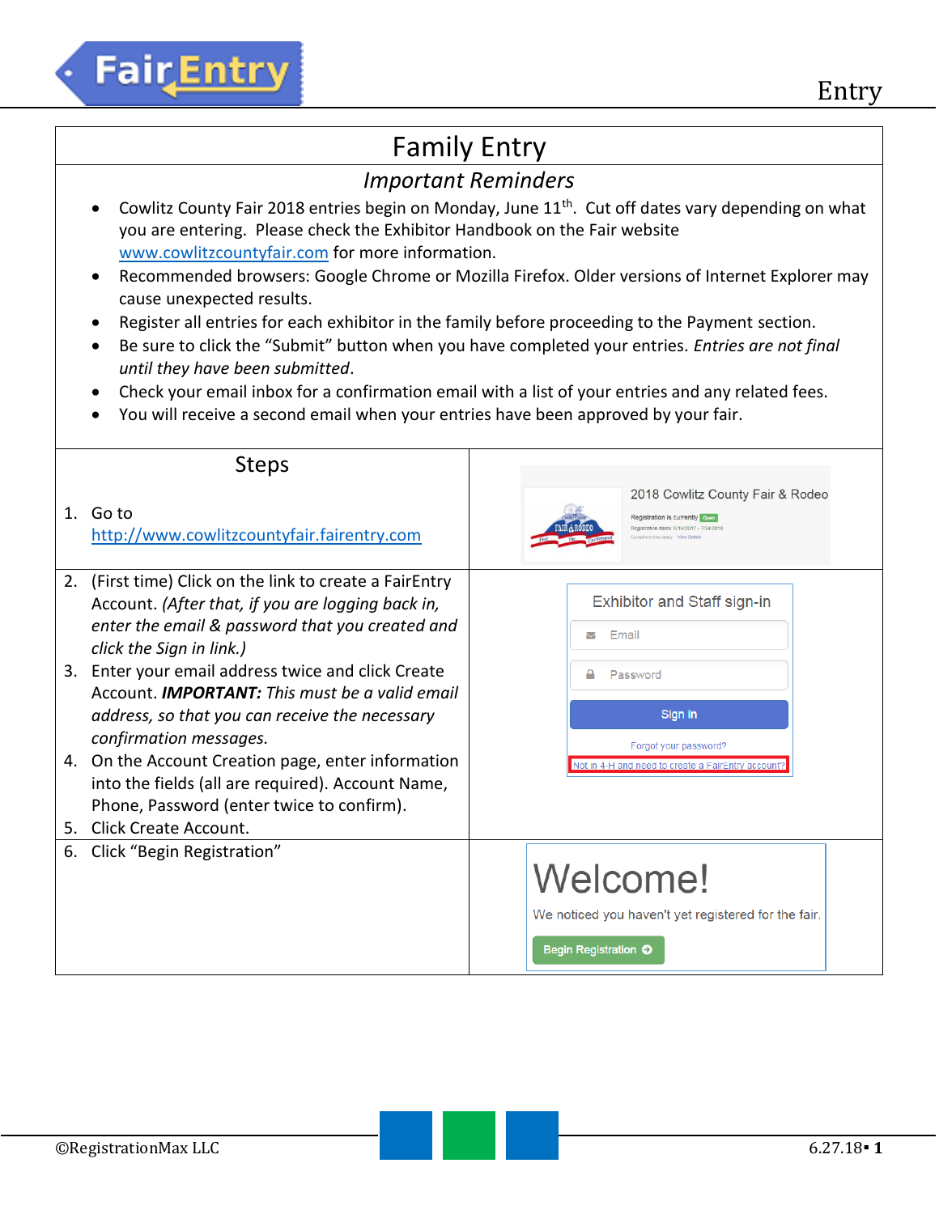# Family Entry

## *Important Reminders*

- Cowlitz County Fair 2018 entries begin on Monday, June 11th. Cut off dates vary depending on what you are entering. Please check the Exhibitor Handbook on the Fair website www.cowlitzcountyfair.com for more information.
- Recommended browsers: Google Chrome or Mozilla Firefox. Older versions of Internet Explorer may cause unexpected results.
- Register all entries for each exhibitor in the family before proceeding to the Payment section.
- Be sure to click the "Submit" button when you have completed your entries. *Entries are not final until they have been submitted*.
- Check your email inbox for a confirmation email with a list of your entries and any related fees.
- You will receive a second email when your entries have been approved by your fair.

| Steps | |
|---|---|
| 1. Go to http://www.cowlitzcountyfair.fairentry.com | 2018 Cowlitz County Fair & Rodeo<br>Registration is currently Open |
| 2. (First time) Click on the link to create a FairEntry Account. *(After that, if you are logging back in, enter the email & password that you created and click the Sign in link.)*<br>3. Enter your email address twice and click Create Account. ***IMPORTANT:*** *This must be a valid email address, so that you can receive the necessary confirmation messages.*<br>4. On the Account Creation page, enter information into the fields (all are required). Account Name, Phone, Password (enter twice to confirm).<br>5. Click Create Account. | Exhibitor and Staff sign-in<br>Email<br>Password<br>Sign in<br>Forgot your password?<br>Not in 4-H and need to create a FairEntry account? |
| 6. Click "Begin Registration" | Welcome!<br>We noticed you haven't yet registered for the fair.<br>Begin Registration |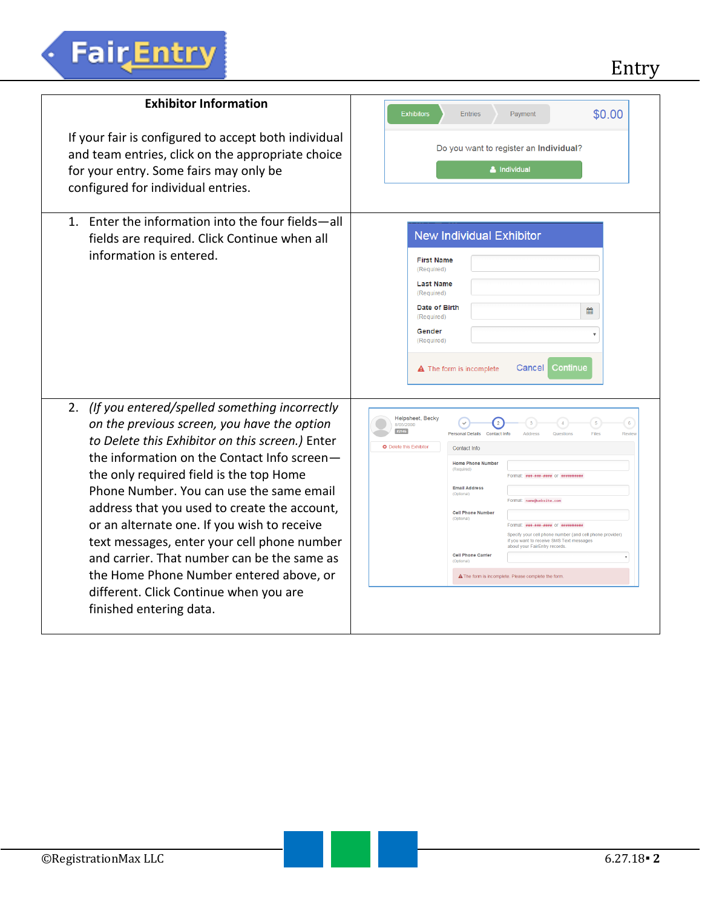**Exhibitor Information**

If your fair is configured to accept both individual and team entries, click on the appropriate choice for your entry. Some fairs may only be configured for individual entries.

1. Enter the information into the four fields—all fields are required. Click Continue when all information is entered.

2. *(If you entered/spelled something incorrectly on the previous screen, you have the option to Delete this Exhibitor on this screen.)* Enter the information on the Contact Info screen—the only required field is the top Home Phone Number. You can use the same email address that you used to create the account, or an alternate one. If you wish to receive text messages, enter your cell phone number and carrier. That number can be the same as the Home Phone Number entered above, or different. Click Continue when you are finished entering data.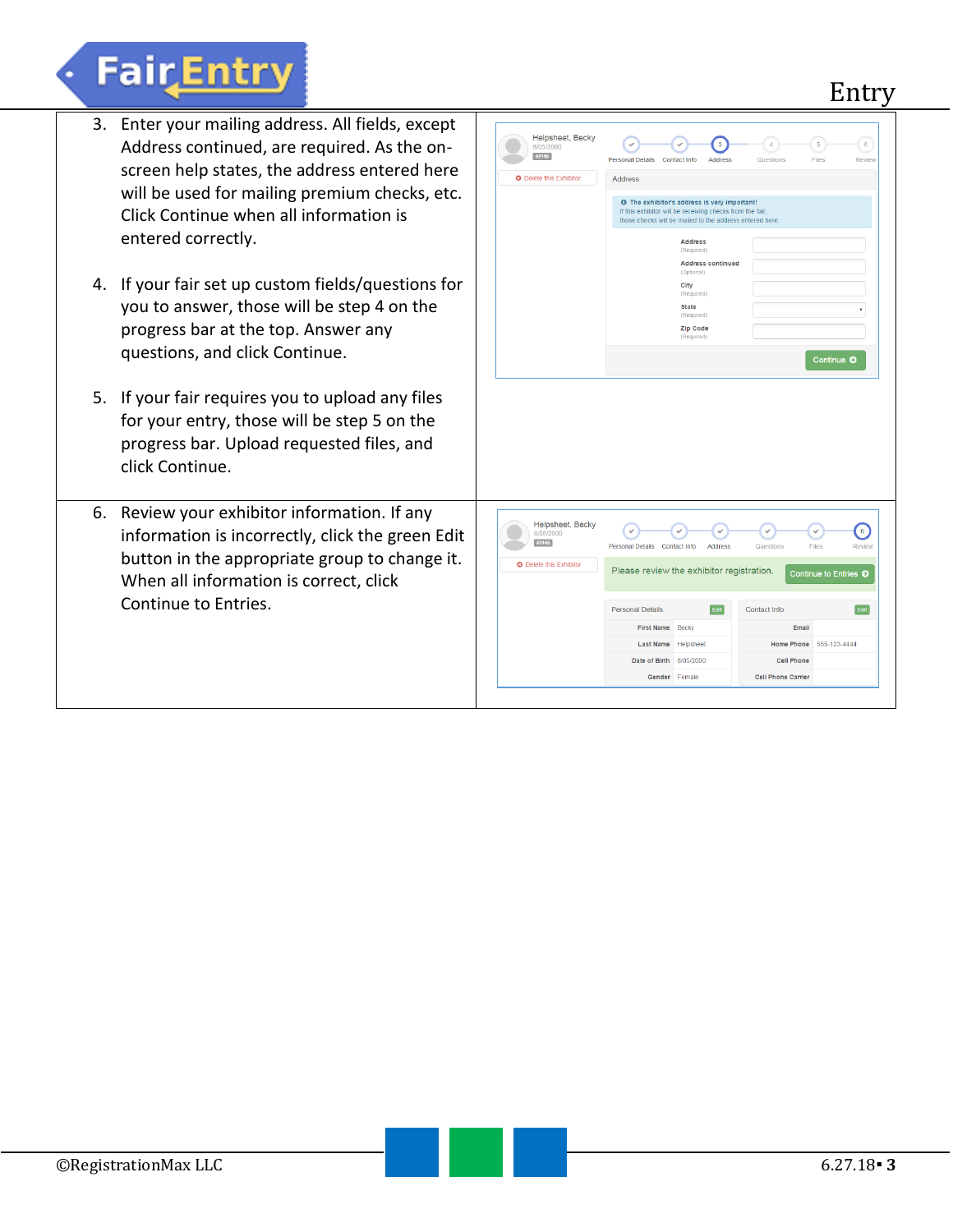3. Enter your mailing address. All fields, except Address continued, are required. As the on-screen help states, the address entered here will be used for mailing premium checks, etc. Click Continue when all information is entered correctly.

4. If your fair set up custom fields/questions for you to answer, those will be step 4 on the progress bar at the top. Answer any questions, and click Continue.

5. If your fair requires you to upload any files for your entry, those will be step 5 on the progress bar. Upload requested files, and click Continue.

6. Review your exhibitor information. If any information is incorrectly, click the green Edit button in the appropriate group to change it. When all information is correct, click Continue to Entries.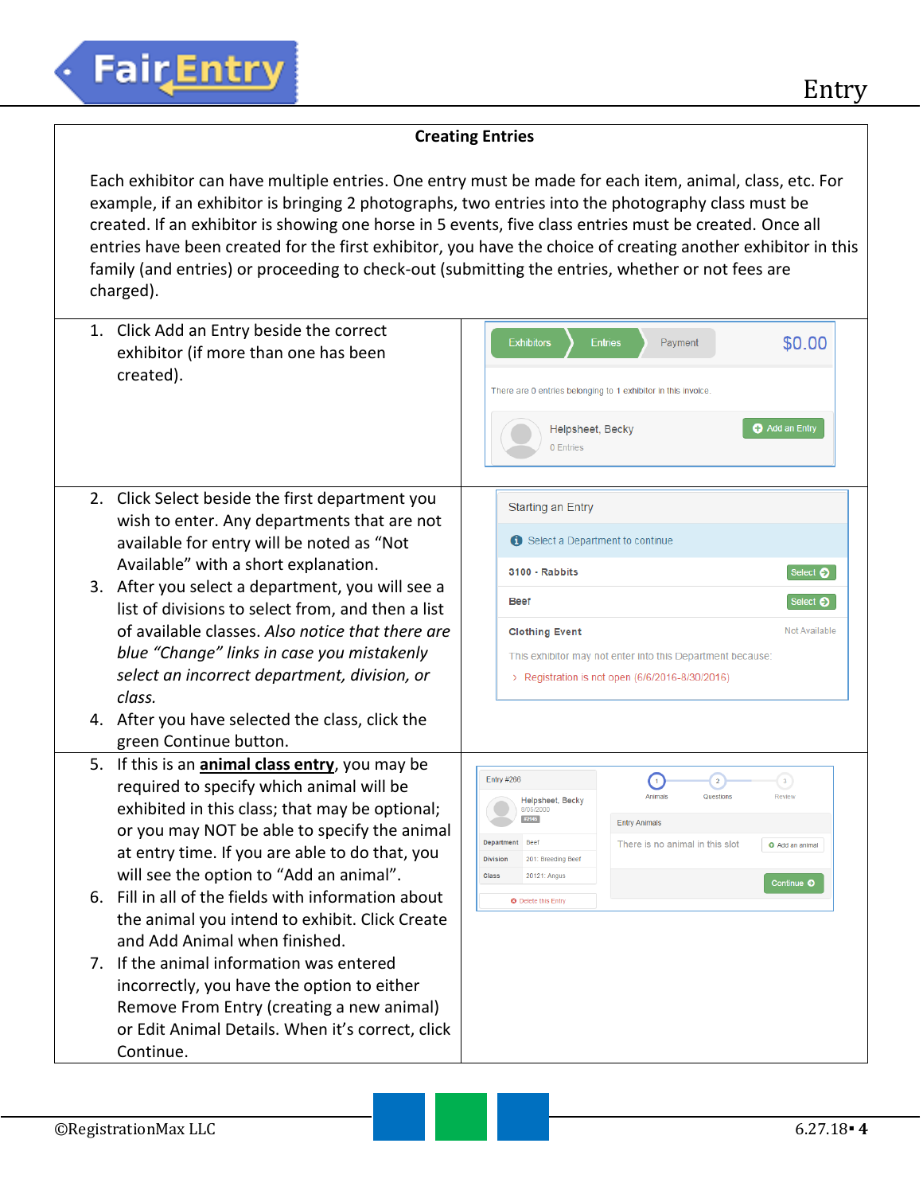## Creating Entries

Each exhibitor can have multiple entries. One entry must be made for each item, animal, class, etc. For example, if an exhibitor is bringing 2 photographs, two entries into the photography class must be created. If an exhibitor is showing one horse in 5 events, five class entries must be created. Once all entries have been created for the first exhibitor, you have the choice of creating another exhibitor in this family (and entries) or proceeding to check-out (submitting the entries, whether or not fees are charged).

1. Click Add an Entry beside the correct exhibitor (if more than one has been created).

2. Click Select beside the first department you wish to enter. Any departments that are not available for entry will be noted as "Not Available" with a short explanation.
3. After you select a department, you will see a list of divisions to select from, and then a list of available classes. *Also notice that there are blue "Change" links in case you mistakenly select an incorrect department, division, or class.*
4. After you have selected the class, click the green Continue button.

5. If this is an **animal class entry**, you may be required to specify which animal will be exhibited in this class; that may be optional; or you may NOT be able to specify the animal at entry time. If you are able to do that, you will see the option to "Add an animal".
6. Fill in all of the fields with information about the animal you intend to exhibit. Click Create and Add Animal when finished.
7. If the animal information was entered incorrectly, you have the option to either Remove From Entry (creating a new animal) or Edit Animal Details. When it's correct, click Continue.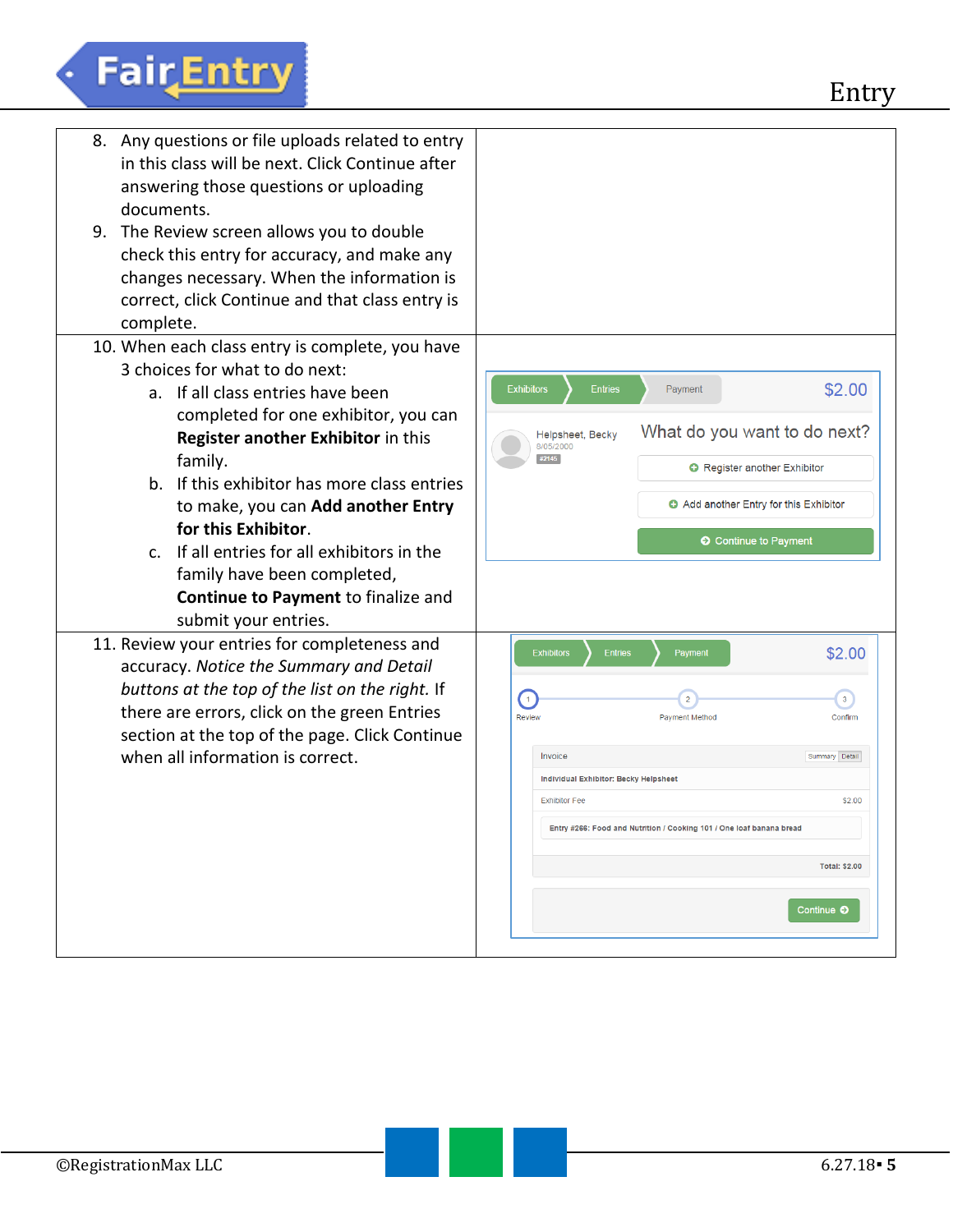8. Any questions or file uploads related to entry in this class will be next. Click Continue after answering those questions or uploading documents.
9. The Review screen allows you to double check this entry for accuracy, and make any changes necessary. When the information is correct, click Continue and that class entry is complete.
10. When each class entry is complete, you have 3 choices for what to do next:
    a. If all class entries have been completed for one exhibitor, you can **Register another Exhibitor** in this family.
    b. If this exhibitor has more class entries to make, you can **Add another Entry for this Exhibitor**.
    c. If all entries for all exhibitors in the family have been completed, **Continue to Payment** to finalize and submit your entries.
11. Review your entries for completeness and accuracy. *Notice the Summary and Detail buttons at the top of the list on the right.* If there are errors, click on the green Entries section at the top of the page. Click Continue when all information is correct.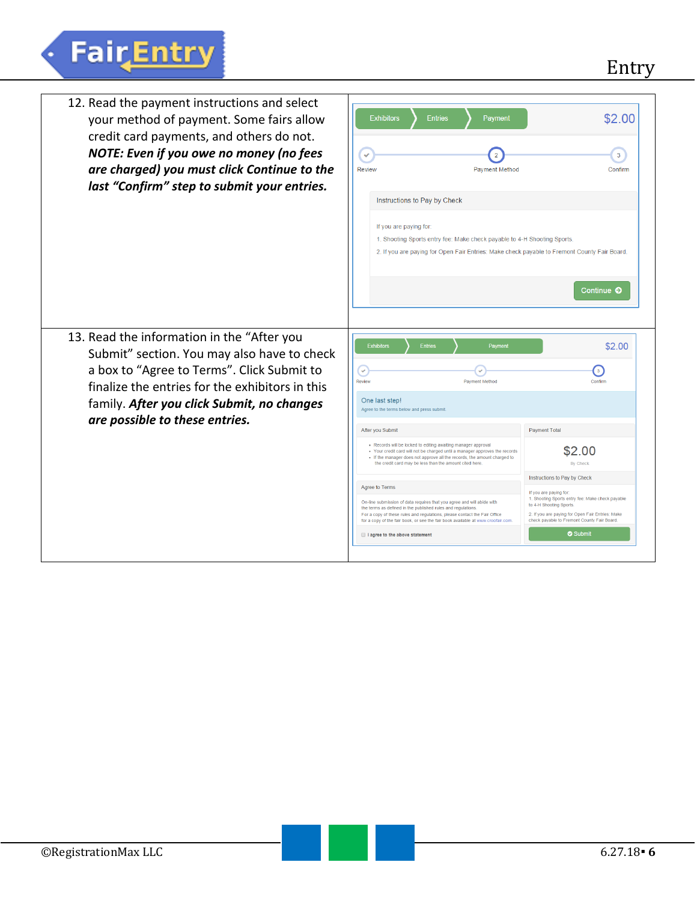| | |
|---|---|
| 12. Read the payment instructions and select your method of payment. Some fairs allow credit card payments, and others do not. ***NOTE: Even if you owe no money (no fees are charged) you must click Continue to the last "Confirm" step to submit your entries.*** | Exhibitors Entries Payment $2.00<br>Review Payment Method Confirm<br>Instructions to Pay by Check<br>If you are paying for:<br>1. Shooting Sports entry fee: Make check payable to 4-H Shooting Sports.<br>2. If you are paying for Open Fair Entries: Make check payable to Fremont County Fair Board.<br>Continue |
| 13. Read the information in the "After you Submit" section. You may also have to check a box to "Agree to Terms". Click Submit to finalize the entries for the exhibitors in this family. ***After you click Submit, no changes are possible to these entries.*** | Exhibitors Entries Payment $2.00<br>Review Payment Method Confirm<br>One last step!<br>Agree to the terms below and press submit.<br>After you Submit<br>• Records will be locked to editing awaiting manager approval<br>• Your credit card will not be charged until a manager approves the records<br>• If the manager does not approve all the records, the amount charged to the credit card may be less than the amount cited here.<br>Payment Total<br>$2.00<br>By Check<br>Instructions to Pay by Check<br>If you are paying for:<br>1. Shooting Sports entry fee: Make check payable to 4-H Shooting Sports.<br>2. If you are paying for Open Fair Entries: Make check payable to Fremont County Fair Board.<br>Agree to Terms<br>On-line submission of data requires that you agree and will abide with the terms as defined in the published rules and regulations.<br>For a copy of these rules and regulations, please contact the Fair Office for a copy of the fair book, or see the fair book available at www.crootair.com.<br>I agree to the above statement<br>Submit |